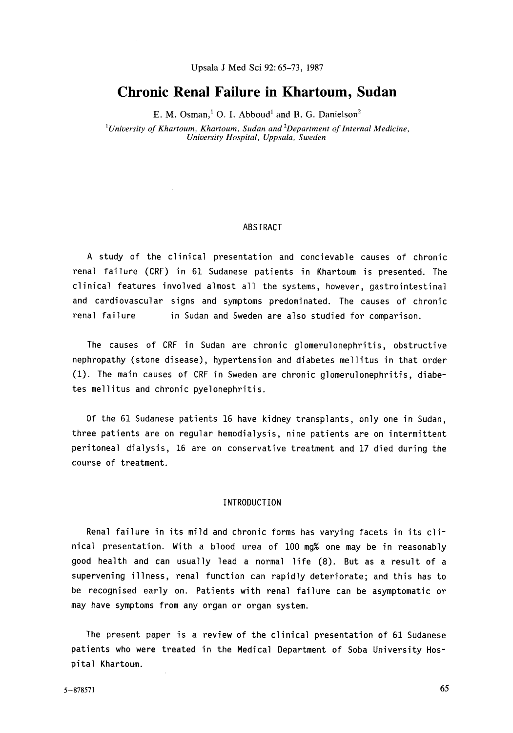# Chronic Renal Failure in Khartoum, Sudan

E. M. Osman,[1] O. I. Abboud[1] and B. G. Danielson[2]

[1]*University of Khartoum, Khartoum, Sudan and* [2]*Department of Internal Medicine, University Hospital, Uppsala, Sweden*

## ABSTRACT

A study of the clinical presentation and concievable causes of chronic renal failure (CRF) in 61 Sudanese patients in Khartoum is presented. The clinical features involved almost all the systems, however, gastrointestinal and cardiovascular signs and symptoms predominated. The causes of chronic renal failure in Sudan and Sweden are also studied for comparison.

The causes of CRF in Sudan are chronic glomerulonephritis, obstructive nephropathy (stone disease), hypertension and diabetes mellitus in that order (1). The main causes of CRF in Sweden are chronic glomerulonephritis, diabetes mellitus and chronic pyelonephritis.

Of the 61 Sudanese patients 16 have kidney transplants, only one in Sudan, three patients are on regular hemodialysis, nine patients are on intermittent peritoneal dialysis, 16 are on conservative treatment and 17 died during the course of treatment.

## INTRODUCTION

Renal failure in its mild and chronic forms has varying facets in its clinical presentation. With a blood urea of 100 mg% one may be in reasonably good health and can usually lead a normal life (8). But as a result of a supervening illness, renal function can rapidly deteriorate; and this has to be recognised early on. Patients with renal failure can asymptomatic or may have symptoms from any organ or organ system.

The present paper is a review of the clinical presentation of 61 Sudanese patients who were treated in the Medical Department of Soba University Hospital Khartoum.

5–878571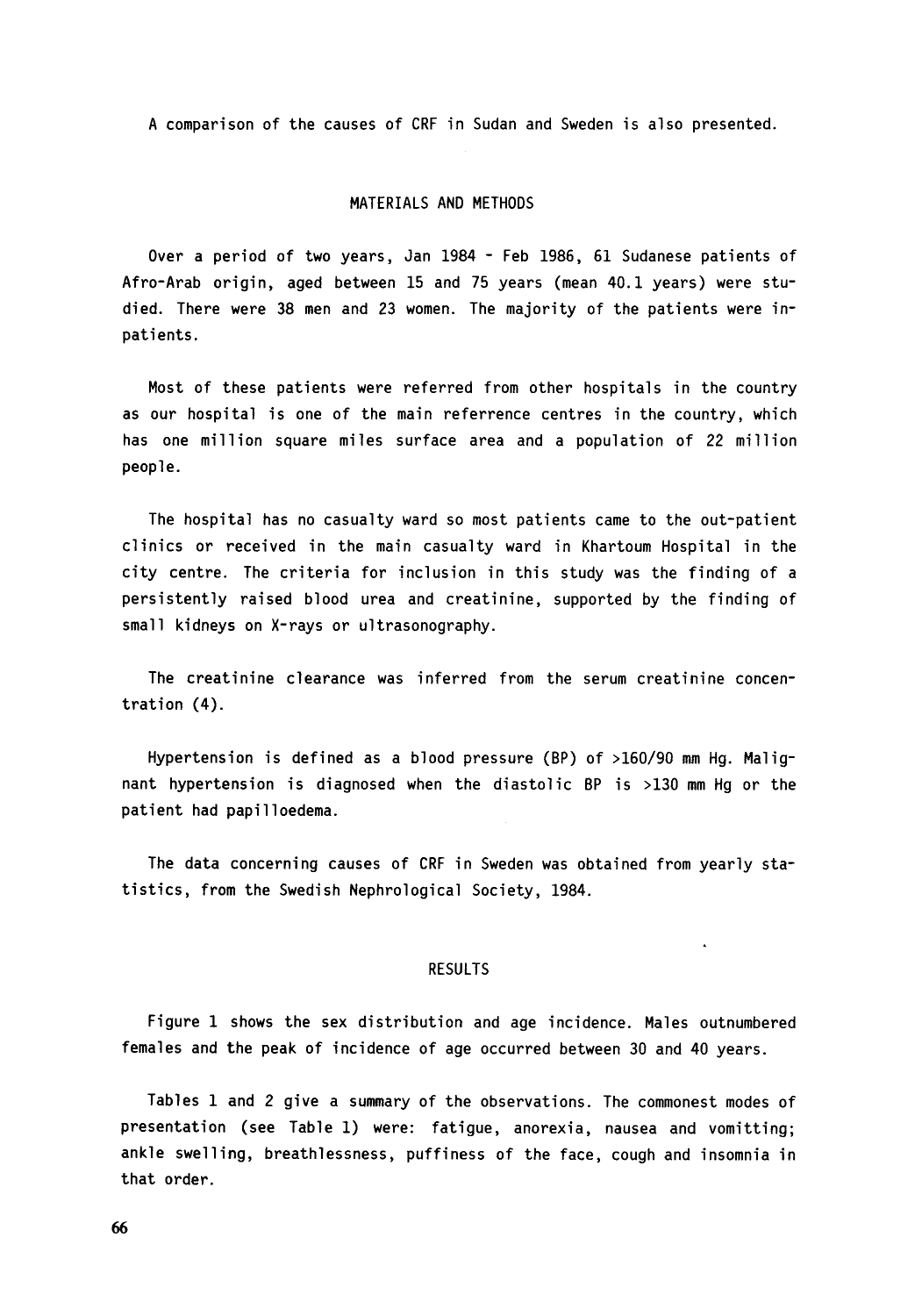A comparison of the causes of CRF in Sudan and Sweden is also presented.

## MATERIALS AND METHODS

Over a period of two years, Jan 1984 - Feb 1986, 61 Sudanese patients of Afro-Arab origin, aged between 15 and 75 years (mean 40.1 years) were studied. There were 38 men and 23 women. The majority of the patients were in-patients.

Most of these patients were referred from other hospitals in the country as our hospital is one of the main referrence centres in the country, which has one million square miles surface area and a population of 22 million people.

The hospital has no casualty ward so most patients came to the out-patient clinics or received in the main casualty ward in Khartoum Hospital in the city centre. The criteria for inclusion in this study was the finding of a persistently raised blood urea and creatinine, supported by the finding of small kidneys on X-rays or ultrasonography.

The creatinine clearance was inferred from the serum creatinine concentration (4).

Hypertension is defined as a blood pressure (BP) of >160/90 mm Hg. Malignant hypertension is diagnosed when the diastolic BP is >130 mm Hg or the patient had papilloedema.

The data concerning causes of CRF in Sweden was obtained from yearly statistics, from the Swedish Nephrological Society, 1984.

## RESULTS

Figure 1 shows the sex distribution and age incidence. Males outnumbered females and the peak of incidence of age occurred between 30 and 40 years.

Tables 1 and 2 give a summary of the observations. The commonest modes of presentation (see Table 1) were: fatigue, anorexia, nausea and vomitting; ankle swelling, breathlessness, puffiness of the face, cough and insomnia in that order.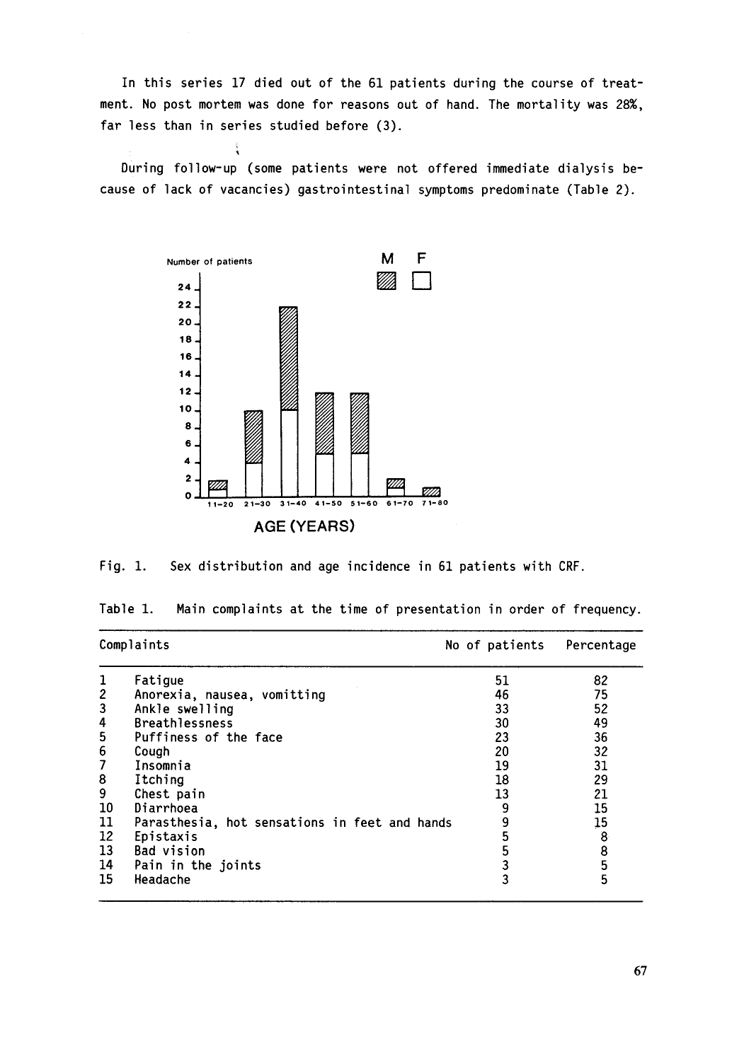In this series 17 died out of the 61 patients during the course of treatment. No post mortem was done for reasons out of hand. The mortality was 28%, far less than in series studied before (3).

During follow-up (some patients were not offered immediate dialysis because of lack of vacancies) gastrointestinal symptoms predominate (Table 2).

Fig. 1. Sex distribution and age incidence in 61 patients with CRF.

Table 1. Main complaints at the time of presentation in order of frequency.

| Complaints | | No of patients | Percentage |
|---|---|---|---|
| 1 | Fatigue | 51 | 82 |
| 2 | Anorexia, nausea, vomitting | 46 | 75 |
| 3 | Ankle swelling | 33 | 52 |
| 4 | Breathlessness | 30 | 49 |
| 5 | Puffiness of the face | 23 | 36 |
| 6 | Cough | 20 | 32 |
| 7 | Insomnia | 19 | 31 |
| 8 | Itching | 18 | 29 |
| 9 | Chest pain | 13 | 21 |
| 10 | Diarrhoea | 9 | 15 |
| 11 | Parasthesia, hot sensations in feet and hands | 9 | 15 |
| 12 | Epistaxis | 5 | 8 |
| 13 | Bad vision | 5 | 8 |
| 14 | Pain in the joints | 3 | 5 |
| 15 | Headache | 3 | 5 |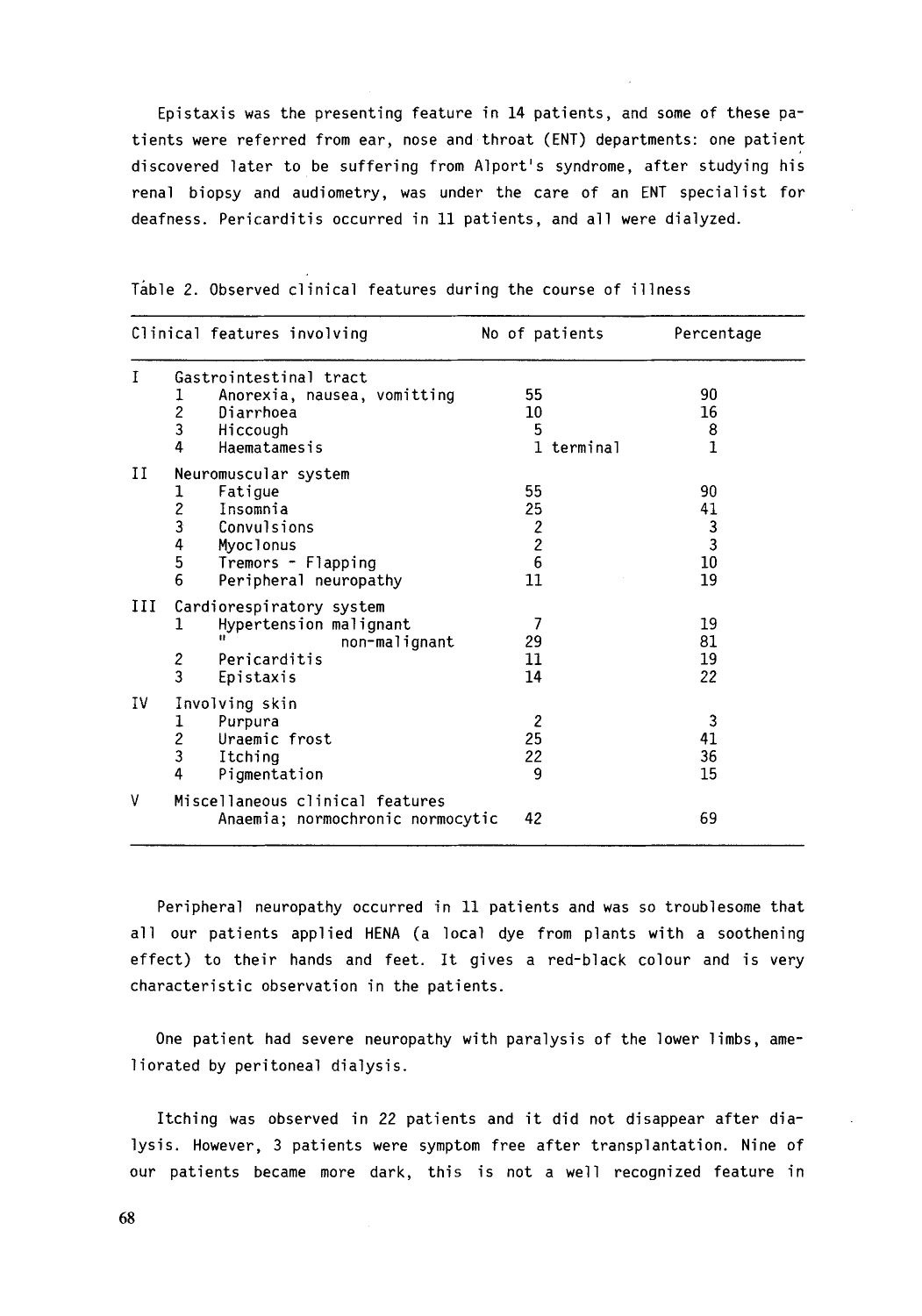Epistaxis was the presenting feature in 14 patients, and some of these patients were referred from ear, nose and throat (ENT) departments: one patient discovered later to be suffering from Alport's syndrome, after studying his renal biopsy and audiometry, was under the care of an ENT specialist for deafness. Pericarditis occurred in 11 patients, and all were dialyzed.

Table 2. Observed clinical features during the course of illness

| Clinical features involving | | | No of patients | Percentage |
|---|---|---|---|---|
| I | Gastrointestinal tract | | | |
| | 1 | Anorexia, nausea, vomitting | 55 | 90 |
| | 2 | Diarrhoea | 10 | 16 |
| | 3 | Hiccough | 5 | 8 |
| | 4 | Haematamesis | 1 terminal | 1 |
| II | Neuromuscular system | | | |
| | 1 | Fatigue | 55 | 90 |
| | 2 | Insomnia | 25 | 41 |
| | 3 | Convulsions | 2 | 3 |
| | 4 | Myoclonus | 2 | 3 |
| | 5 | Tremors - Flapping | 6 | 10 |
| | 6 | Peripheral neuropathy | 11 | 19 |
| III | Cardiorespiratory system | | | |
| | 1 | Hypertension malignant | 7 | 19 |
| | | " non-malignant | 29 | 81 |
| | 2 | Pericarditis | 11 | 19 |
| | 3 | Epistaxis | 14 | 22 |
| IV | Involving skin | | | |
| | 1 | Purpura | 2 | 3 |
| | 2 | Uraemic frost | 25 | 41 |
| | 3 | Itching | 22 | 36 |
| | 4 | Pigmentation | 9 | 15 |
| V | Miscellaneous clinical features | | | |
| | | Anaemia; normochronic normocytic | 42 | 69 |

Peripheral neuropathy occurred in 11 patients and was so troublesome that all our patients applied HENA (a local dye from plants with a soothening effect) to their hands and feet. It gives a red-black colour and is very characteristic observation in the patients.

One patient had severe neuropathy with paralysis of the lower limbs, ameliorated by peritoneal dialysis.

Itching was observed in 22 patients and it did not disappear after dialysis. However, 3 patients were symptom free after transplantation. Nine of our patients became more dark, this is not a well recognized feature in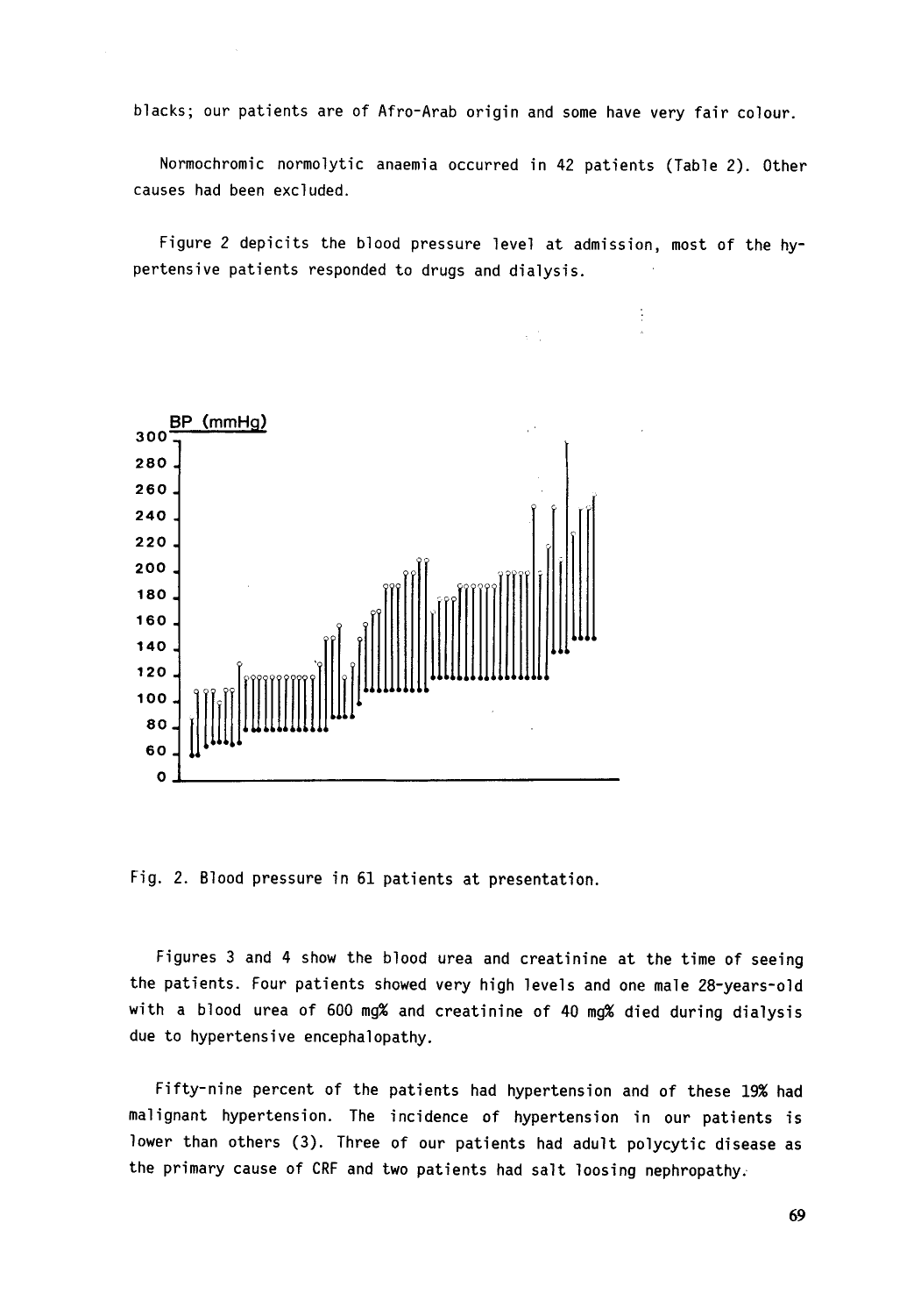blacks; our patients are of Afro-Arab origin and some have very fair colour.

Normochromic normolytic anaemia occurred in 42 patients (Table 2). Other causes had been excluded.

Figure 2 depicits the blood pressure level at admission, most of the hypertensive patients responded to drugs and dialysis.

Fig. 2. Blood pressure in 61 patients at presentation.

Figures 3 and 4 show the blood urea and creatinine at the time of seeing the patients. Four patients showed very high levels and one male 28-years-old with a blood urea of 600 mg% and creatinine of 40 mg% died during dialysis due to hypertensive encephalopathy.

Fifty-nine percent of the patients had hypertension and of these 19% had malignant hypertension. The incidence of hypertension in our patients is lower than others (3). Three of our patients had adult polycytic disease as the primary cause of CRF and two patients had salt loosing nephropathy.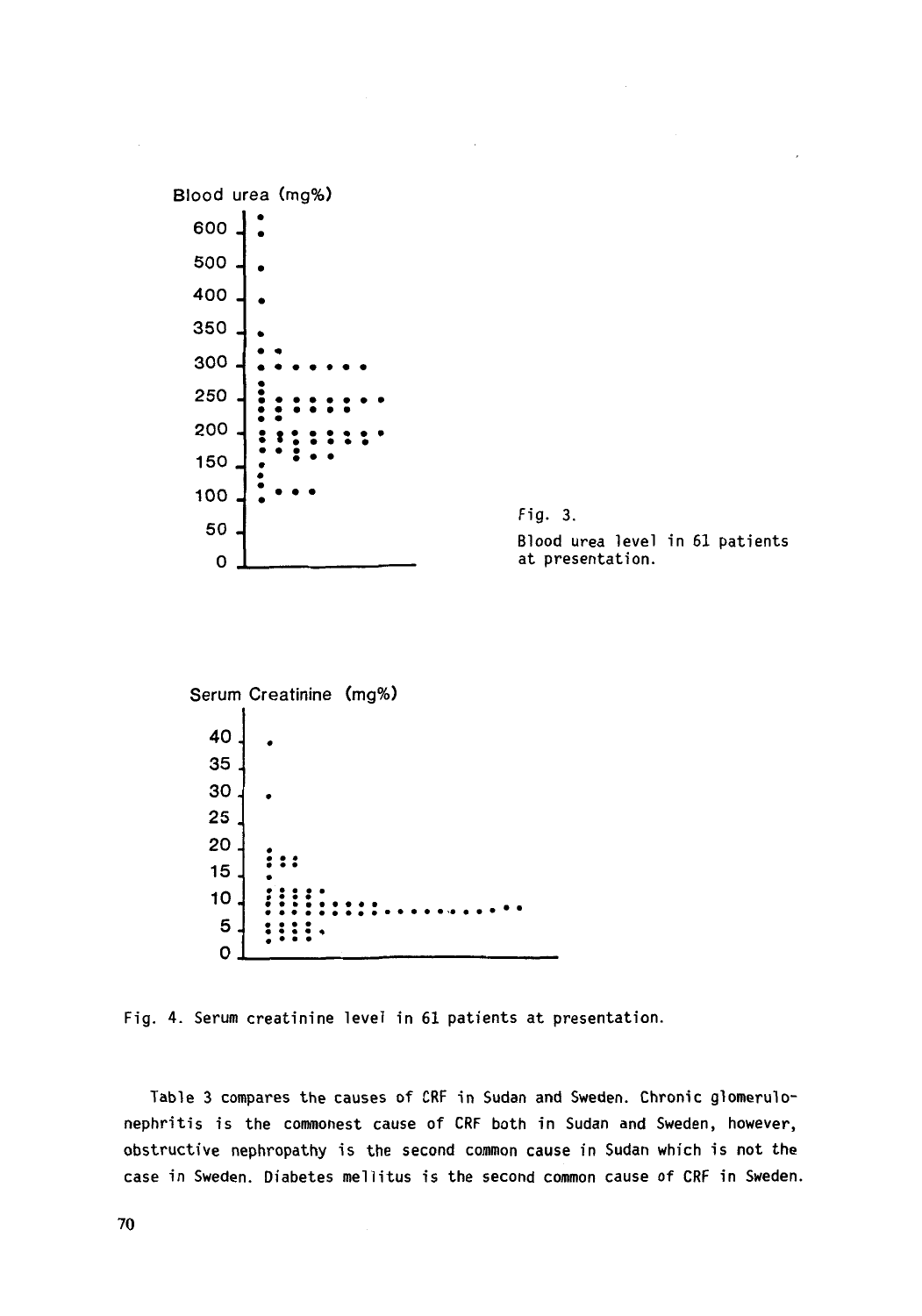Fig. 3.
Blood urea level in 61 patients at presentation.

Fig. 4. Serum creatinine level in 61 patients at presentation.

Table 3 compares the causes of CRF in Sudan and Sweden. Chronic glomerulonephritis is the commonest cause of CRF both in Sudan and Sweden, however, obstructive nephropathy is the second common cause in Sudan which is not the case in Sweden. Diabetes mellitus is the second common cause of CRF in Sweden.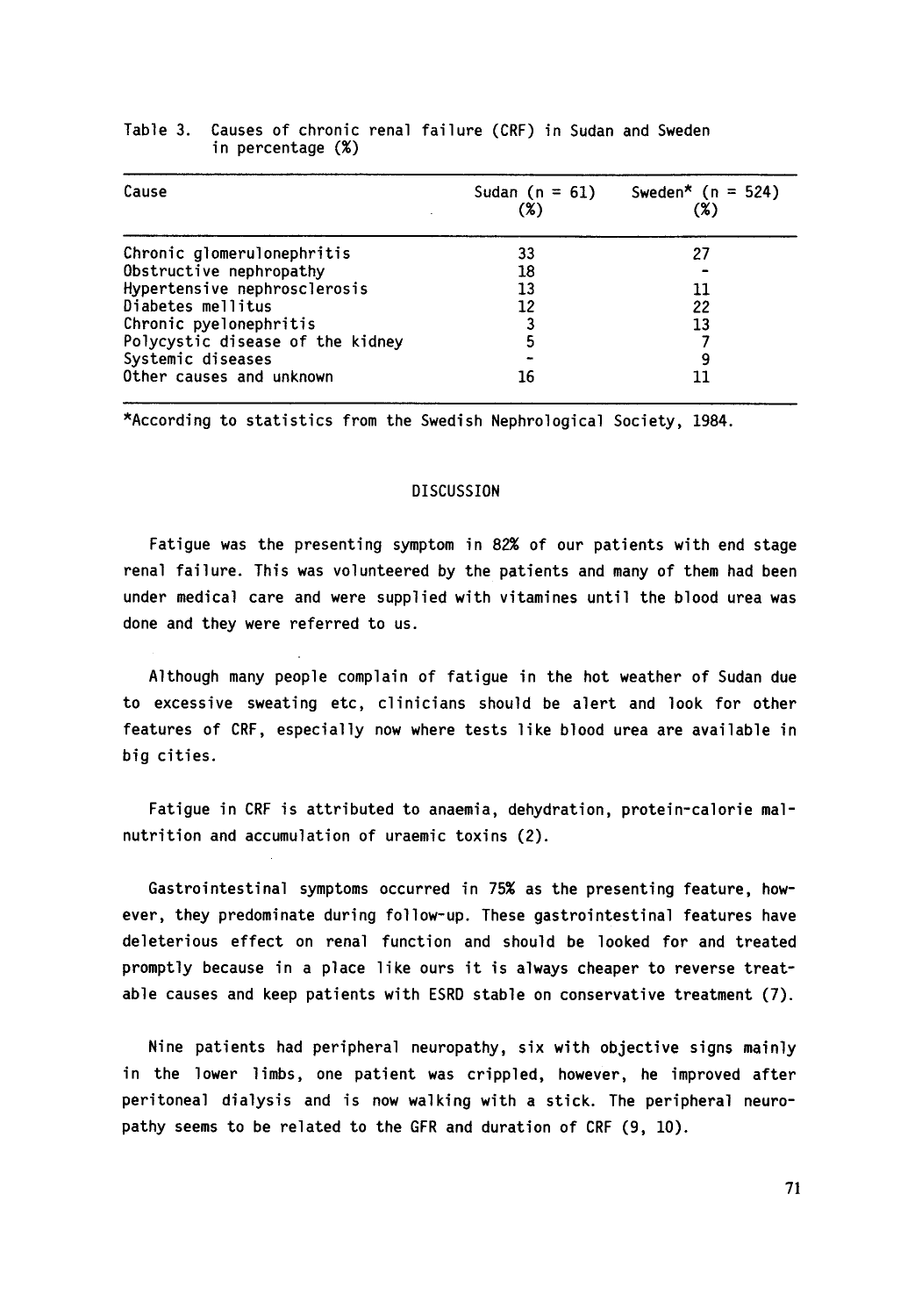Table 3. Causes of chronic renal failure (CRF) in Sudan and Sweden in percentage (%)

| Cause | Sudan (n = 61) (%) | Sweden* (n = 524) (%) |
|---|---|---|
| Chronic glomerulonephritis | 33 | 27 |
| Obstructive nephropathy | 18 | - |
| Hypertensive nephrosclerosis | 13 | 11 |
| Diabetes mellitus | 12 | 22 |
| Chronic pyelonephritis | 3 | 13 |
| Polycystic disease of the kidney | 5 | 7 |
| Systemic diseases | - | 9 |
| Other causes and unknown | 16 | 11 |

*According to statistics from the Swedish Nephrological Society, 1984.

## DISCUSSION

Fatigue was the presenting symptom in 82% of our patients with end stage renal failure. This was volunteered by the patients and many of them had been under medical care and were supplied with vitamines until the blood urea was done and they were referred to us.

Although many people complain of fatigue in the hot weather of Sudan due to excessive sweating etc, clinicians should be alert and look for other features of CRF, especially now where tests like blood urea are available in big cities.

Fatigue in CRF is attributed to anaemia, dehydration, protein-calorie malnutrition and accumulation of uraemic toxins (2).

Gastrointestinal symptoms occurred in 75% as the presenting feature, however, they predominate during follow-up. These gastrointestinal features have deleterious effect on renal function and should be looked for and treated promptly because in a place like ours it is always cheaper to reverse treatable causes and keep patients with ESRD stable on conservative treatment (7).

Nine patients had peripheral neuropathy, six with objective signs mainly in the lower limbs, one patient was crippled, however, he improved after peritoneal dialysis and is now walking with a stick. The peripheral neuropathy seems to be related to the GFR and duration of CRF (9, 10).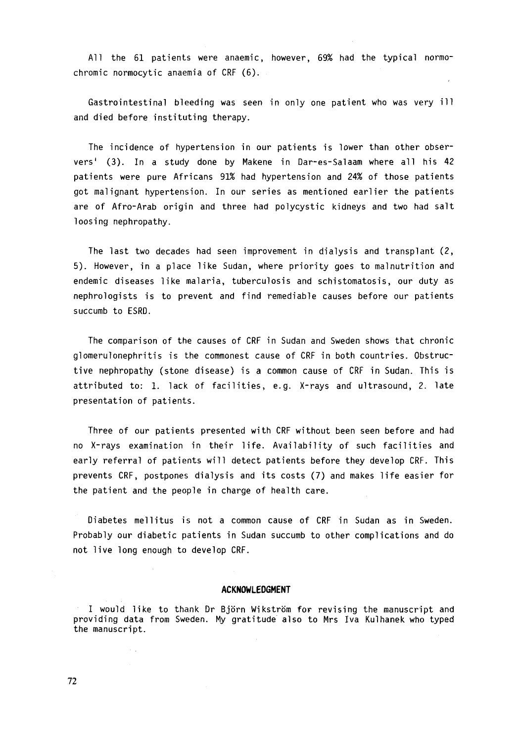All the 61 patients were anaemic, however, 69% had the typical normochromic normocytic anaemia of CRF (6).

Gastrointestinal bleeding was seen in only one patient who was very ill and died before instituting therapy.

The incidence of hypertension in our patients is lower than other observers' (3). In a study done by Makene in Dar-es-Salaam where all his 42 patients were pure Africans 91% had hypertension and 24% of those patients got malignant hypertension. In our series as mentioned earlier the patients are of Afro-Arab origin and three had polycystic kidneys and two had salt loosing nephropathy.

The last two decades had seen improvement in dialysis and transplant (2, 5). However, in a place like Sudan, where priority goes to malnutrition and endemic diseases like malaria, tuberculosis and schistomatosis, our duty as nephrologists is to prevent and find remediable causes before our patients succumb to ESRD.

The comparison of the causes of CRF in Sudan and Sweden shows that chronic glomerulonephritis is the commonest cause of CRF in both countries. Obstructive nephropathy (stone disease) is a common cause of CRF in Sudan. This is attributed to: 1. lack of facilities, e.g. X-rays and ultrasound, 2. late presentation of patients.

Three of our patients presented with CRF without been seen before and had no X-rays examination in their life. Availability of such facilities and early referral of patients will detect patients before they develop CRF. This prevents CRF, postpones dialysis and its costs (7) and makes life easier for the patient and the people in charge of health care.

Diabetes mellitus is not a common cause of CRF in Sudan as in Sweden. Probably our diabetic patients in Sudan succumb to other complications and do not live long enough to develop CRF.

## ACKNOWLEDGMENT

I would like to thank Dr Björn Wikström for revising the manuscript and providing data from Sweden. My gratitude also to Mrs Iva Kulhanek who typed the manuscript.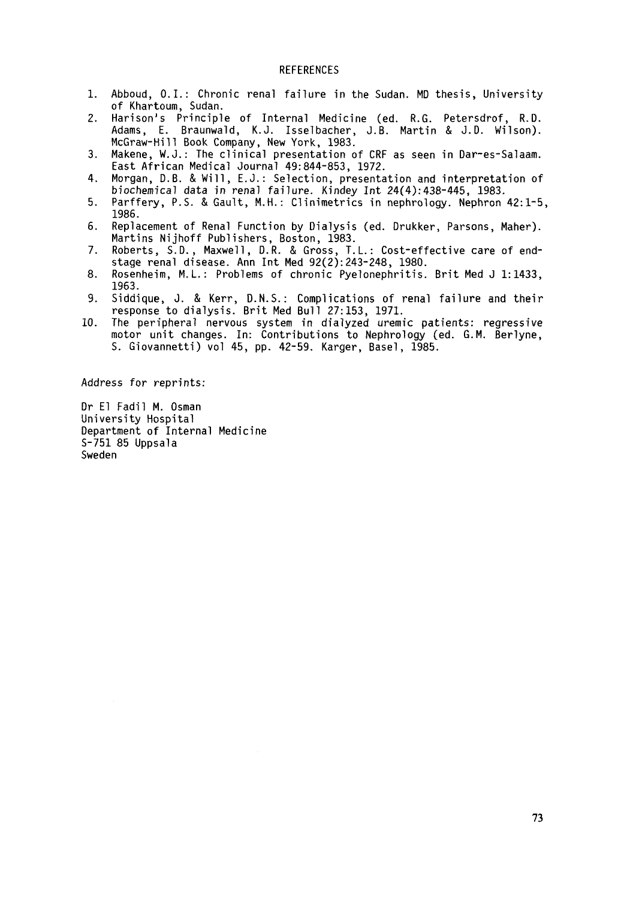## REFERENCES

1. Abboud, O.I.: Chronic renal failure in the Sudan. MD thesis, University of Khartoum, Sudan.
2. Harison's Principle of Internal Medicine (ed. R.G. Petersdrof, R.D. Adams, E. Braunwald, K.J. Isselbacher, J.B. Martin & J.D. Wilson). McGraw-Hill Book Company, New York, 1983.
3. Makene, W.J.: The clinical presentation of CRF as seen in Dar-es-Salaam. East African Medical Journal 49:844-853, 1972.
4. Morgan, D.B. & Will, E.J.: Selection, presentation and interpretation of biochemical data in renal failure. Kindey Int 24(4):438-445, 1983.
5. Parffery, P.S. & Gault, M.H.: Clinimetrics in nephrology. Nephron 42:1-5, 1986.
6. Replacement of Renal Function by Dialysis (ed. Drukker, Parsons, Maher). Martins Nijhoff Publishers, Boston, 1983.
7. Roberts, S.D., Maxwell, D.R. & Gross, T.L.: Cost-effective care of end-stage renal disease. Ann Int Med 92(2):243-248, 1980.
8. Rosenheim, M.L.: Problems of chronic Pyelonephritis. Brit Med J 1:1433, 1963.
9. Siddique, J. & Kerr, D.N.S.: Complications of renal failure and their response to dialysis. Brit Med Bull 27:153, 1971.
10. The peripheral nervous system in dialyzed uremic patients: regressive motor unit changes. In: Contributions to Nephrology (ed. G.M. Berlyne, S. Giovannetti) vol 45, pp. 42-59. Karger, Basel, 1985.

Address for reprints:

Dr El Fadil M. Osman
University Hospital
Department of Internal Medicine
S-751 85 Uppsala
Sweden